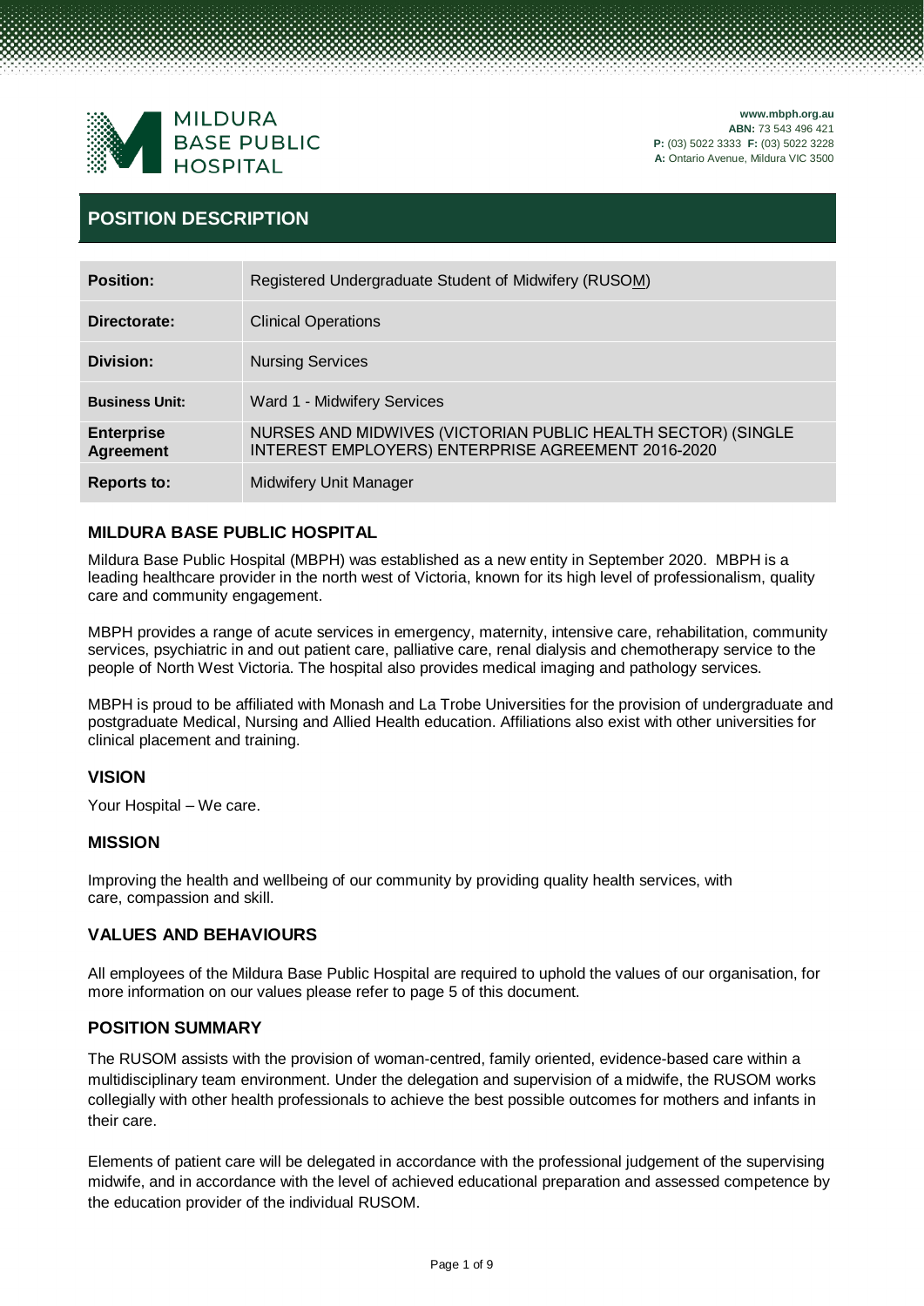MILDURA BASE PUBLIC HOSPITAL

**www.mbph.org.au**
**ABN:** 73 543 496 421
**P:** (03) 5022 3333 **F:** (03) 5022 3228
**A:** Ontario Avenue, Mildura VIC 3500

# POSITION DESCRIPTION

| | |
|---|---|
| **Position:** | Registered Undergraduate Student of Midwifery (RUSOM) |
| **Directorate:** | Clinical Operations |
| **Division:** | Nursing Services |
| **Business Unit:** | Ward 1 - Midwifery Services |
| **Enterprise Agreement** | NURSES AND MIDWIVES (VICTORIAN PUBLIC HEALTH SECTOR) (SINGLE INTEREST EMPLOYERS) ENTERPRISE AGREEMENT 2016-2020 |
| **Reports to:** | Midwifery Unit Manager |

## MILDURA BASE PUBLIC HOSPITAL

Mildura Base Public Hospital (MBPH) was established as a new entity in September 2020. MBPH is a leading healthcare provider in the north west of Victoria, known for its high level of professionalism, quality care and community engagement.

MBPH provides a range of acute services in emergency, maternity, intensive care, rehabilitation, community services, psychiatric in and out patient care, palliative care, renal dialysis and chemotherapy service to the people of North West Victoria. The hospital also provides medical imaging and pathology services.

MBPH is proud to be affiliated with Monash and La Trobe Universities for the provision of undergraduate and postgraduate Medical, Nursing and Allied Health education. Affiliations also exist with other universities for clinical placement and training.

## VISION

Your Hospital – We care.

## MISSION

Improving the health and wellbeing of our community by providing quality health services, with care, compassion and skill.

## VALUES AND BEHAVIOURS

All employees of the Mildura Base Public Hospital are required to uphold the values of our organisation, for more information on our values please refer to page 5 of this document.

## POSITION SUMMARY

The RUSOM assists with the provision of woman-centred, family oriented, evidence-based care within a multidisciplinary team environment. Under the delegation and supervision of a midwife, the RUSOM works collegially with other health professionals to achieve the best possible outcomes for mothers and infants in their care.

Elements of patient care will be delegated in accordance with the professional judgement of the supervising midwife, and in accordance with the level of achieved educational preparation and assessed competence by the education provider of the individual RUSOM.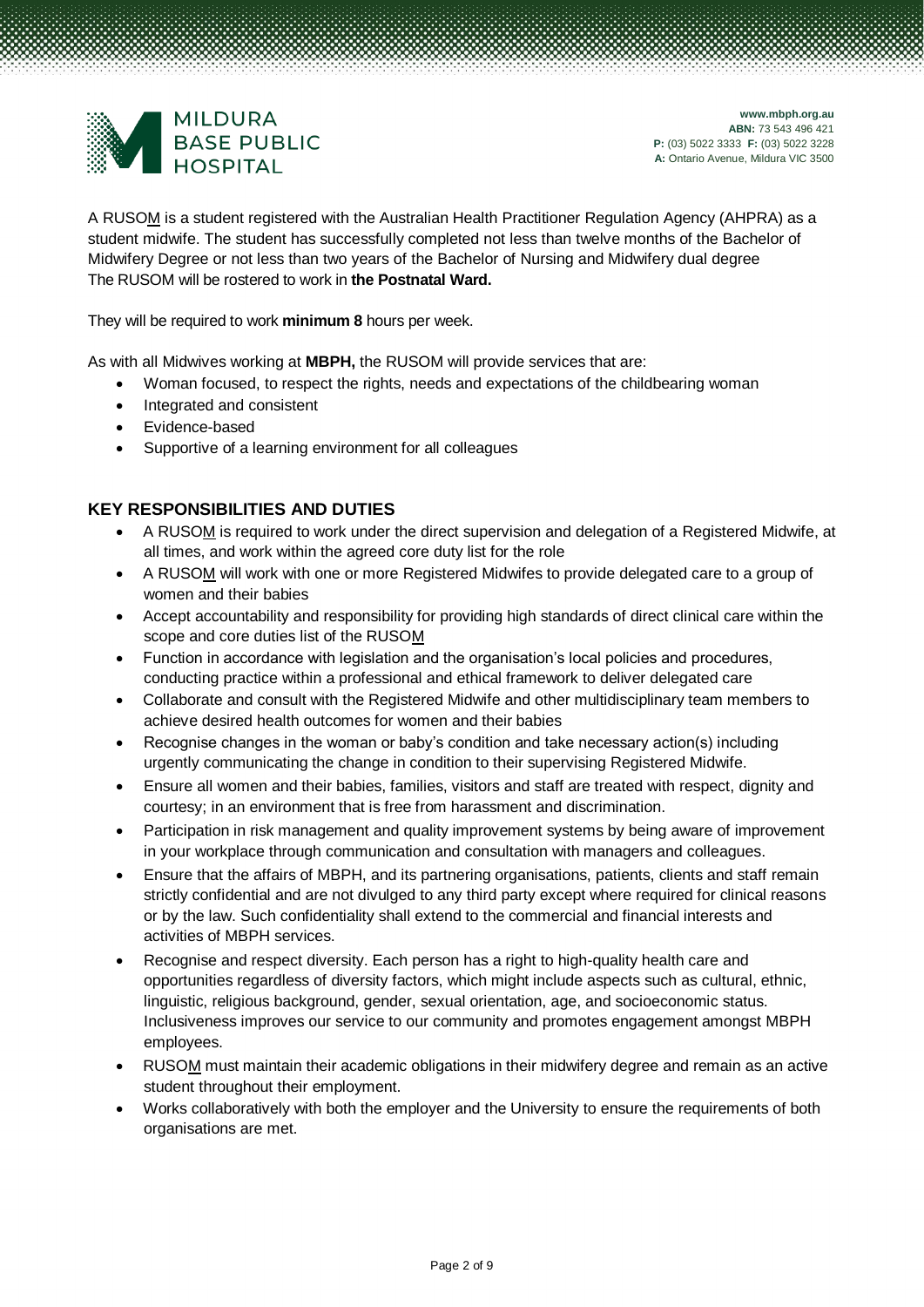A RUSOM is a student registered with the Australian Health Practitioner Regulation Agency (AHPRA) as a student midwife. The student has successfully completed not less than twelve months of the Bachelor of Midwifery Degree or not less than two years of the Bachelor of Nursing and Midwifery dual degree
The RUSOM will be rostered to work in **the Postnatal Ward.**

They will be required to work **minimum 8** hours per week.

As with all Midwives working at **MBPH,** the RUSOM will provide services that are:

- Woman focused, to respect the rights, needs and expectations of the childbearing woman
- Integrated and consistent
- Evidence-based
- Supportive of a learning environment for all colleagues

## KEY RESPONSIBILITIES AND DUTIES

- A RUSOM is required to work under the direct supervision and delegation of a Registered Midwife, at all times, and work within the agreed core duty list for the role
- A RUSOM will work with one or more Registered Midwifes to provide delegated care to a group of women and their babies
- Accept accountability and responsibility for providing high standards of direct clinical care within the scope and core duties list of the RUSOM
- Function in accordance with legislation and the organisation's local policies and procedures, conducting practice within a professional and ethical framework to deliver delegated care
- Collaborate and consult with the Registered Midwife and other multidisciplinary team members to achieve desired health outcomes for women and their babies
- Recognise changes in the woman or baby's condition and take necessary action(s) including urgently communicating the change in condition to their supervising Registered Midwife.
- Ensure all women and their babies, families, visitors and staff are treated with respect, dignity and courtesy; in an environment that is free from harassment and discrimination.
- Participation in risk management and quality improvement systems by being aware of improvement in your workplace through communication and consultation with managers and colleagues.
- Ensure that the affairs of MBPH, and its partnering organisations, patients, clients and staff remain strictly confidential and are not divulged to any third party except where required for clinical reasons or by the law. Such confidentiality shall extend to the commercial and financial interests and activities of MBPH services.
- Recognise and respect diversity. Each person has a right to high-quality health care and opportunities regardless of diversity factors, which might include aspects such as cultural, ethnic, linguistic, religious background, gender, sexual orientation, age, and socioeconomic status. Inclusiveness improves our service to our community and promotes engagement amongst MBPH employees.
- RUSOM must maintain their academic obligations in their midwifery degree and remain as an active student throughout their employment.
- Works collaboratively with both the employer and the University to ensure the requirements of both organisations are met.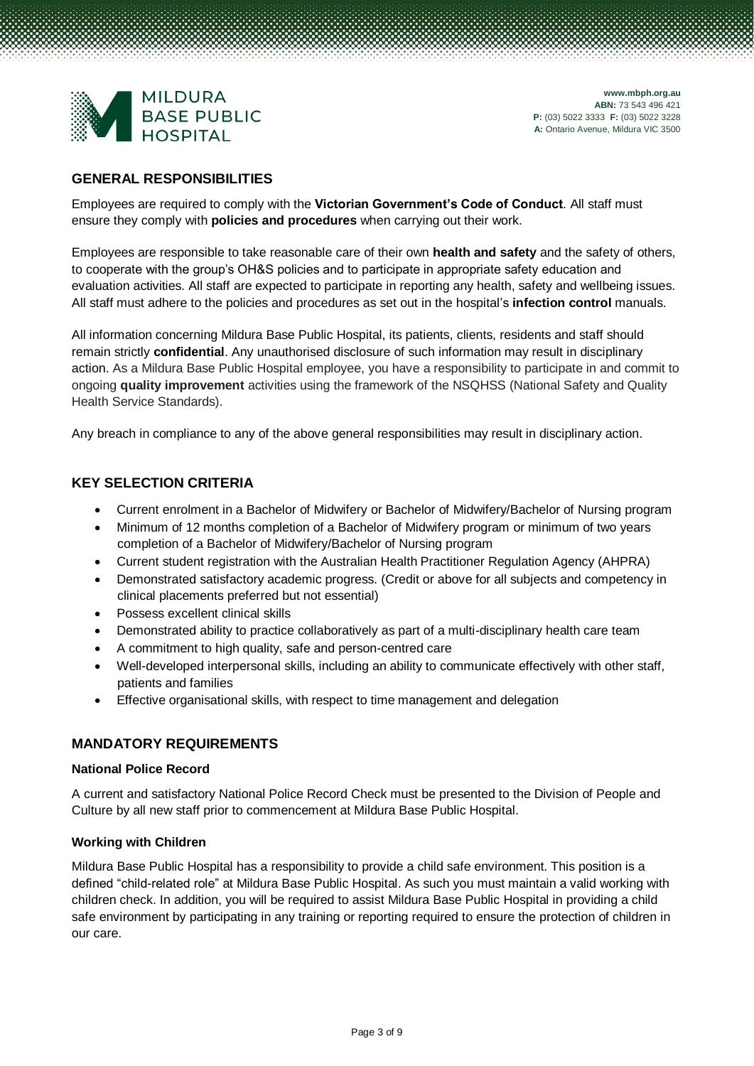## GENERAL RESPONSIBILITIES

Employees are required to comply with the **Victorian Government's Code of Conduct**. All staff must ensure they comply with **policies and procedures** when carrying out their work.

Employees are responsible to take reasonable care of their own **health and safety** and the safety of others, to cooperate with the group's OH&S policies and to participate in appropriate safety education and evaluation activities. All staff are expected to participate in reporting any health, safety and wellbeing issues. All staff must adhere to the policies and procedures as set out in the hospital's **infection control** manuals.

All information concerning Mildura Base Public Hospital, its patients, clients, residents and staff should remain strictly **confidential**. Any unauthorised disclosure of such information may result in disciplinary action. As a Mildura Base Public Hospital employee, you have a responsibility to participate in and commit to ongoing **quality improvement** activities using the framework of the NSQHSS (National Safety and Quality Health Service Standards).

Any breach in compliance to any of the above general responsibilities may result in disciplinary action.

## KEY SELECTION CRITERIA

- Current enrolment in a Bachelor of Midwifery or Bachelor of Midwifery/Bachelor of Nursing program
- Minimum of 12 months completion of a Bachelor of Midwifery program or minimum of two years completion of a Bachelor of Midwifery/Bachelor of Nursing program
- Current student registration with the Australian Health Practitioner Regulation Agency (AHPRA)
- Demonstrated satisfactory academic progress. (Credit or above for all subjects and competency in clinical placements preferred but not essential)
- Possess excellent clinical skills
- Demonstrated ability to practice collaboratively as part of a multi-disciplinary health care team
- A commitment to high quality, safe and person-centred care
- Well-developed interpersonal skills, including an ability to communicate effectively with other staff, patients and families
- Effective organisational skills, with respect to time management and delegation

## MANDATORY REQUIREMENTS

### National Police Record

A current and satisfactory National Police Record Check must be presented to the Division of People and Culture by all new staff prior to commencement at Mildura Base Public Hospital.

### Working with Children

Mildura Base Public Hospital has a responsibility to provide a child safe environment. This position is a defined "child-related role" at Mildura Base Public Hospital. As such you must maintain a valid working with children check. In addition, you will be required to assist Mildura Base Public Hospital in providing a child safe environment by participating in any training or reporting required to ensure the protection of children in our care.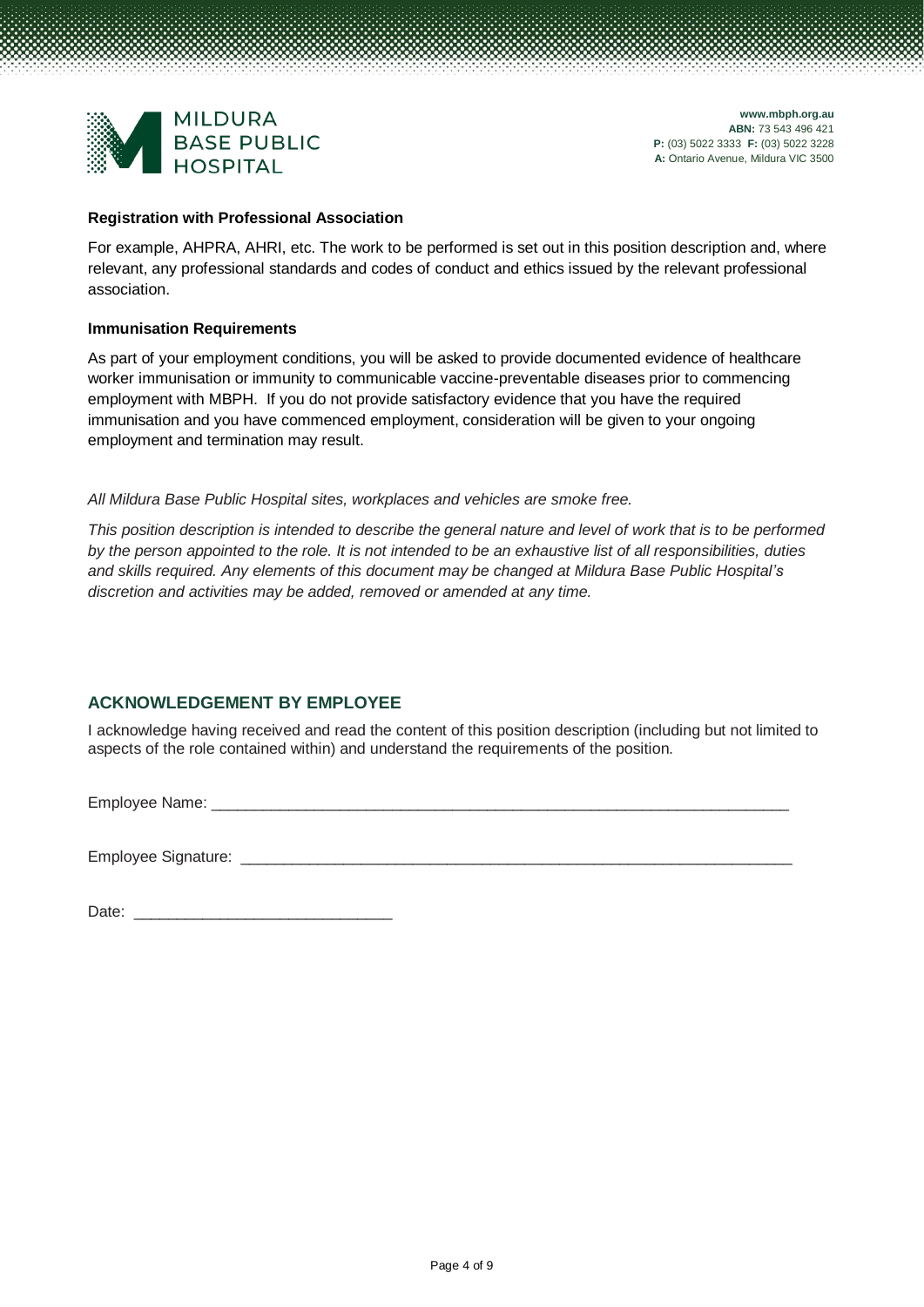**Registration with Professional Association**

For example, AHPRA, AHRI, etc. The work to be performed is set out in this position description and, where relevant, any professional standards and codes of conduct and ethics issued by the relevant professional association.

**Immunisation Requirements**

As part of your employment conditions, you will be asked to provide documented evidence of healthcare worker immunisation or immunity to communicable vaccine-preventable diseases prior to commencing employment with MBPH. If you do not provide satisfactory evidence that you have the required immunisation and you have commenced employment, consideration will be given to your ongoing employment and termination may result.

*All Mildura Base Public Hospital sites, workplaces and vehicles are smoke free.*

*This position description is intended to describe the general nature and level of work that is to be performed by the person appointed to the role. It is not intended to be an exhaustive list of all responsibilities, duties and skills required. Any elements of this document may be changed at Mildura Base Public Hospital's discretion and activities may be added, removed or amended at any time.*

## ACKNOWLEDGEMENT BY EMPLOYEE

I acknowledge having received and read the content of this position description (including but not limited to aspects of the role contained within) and understand the requirements of the position.

Employee Name: ____________________________________________________________________

Employee Signature: _______________________________________________________________

Date: ______________________________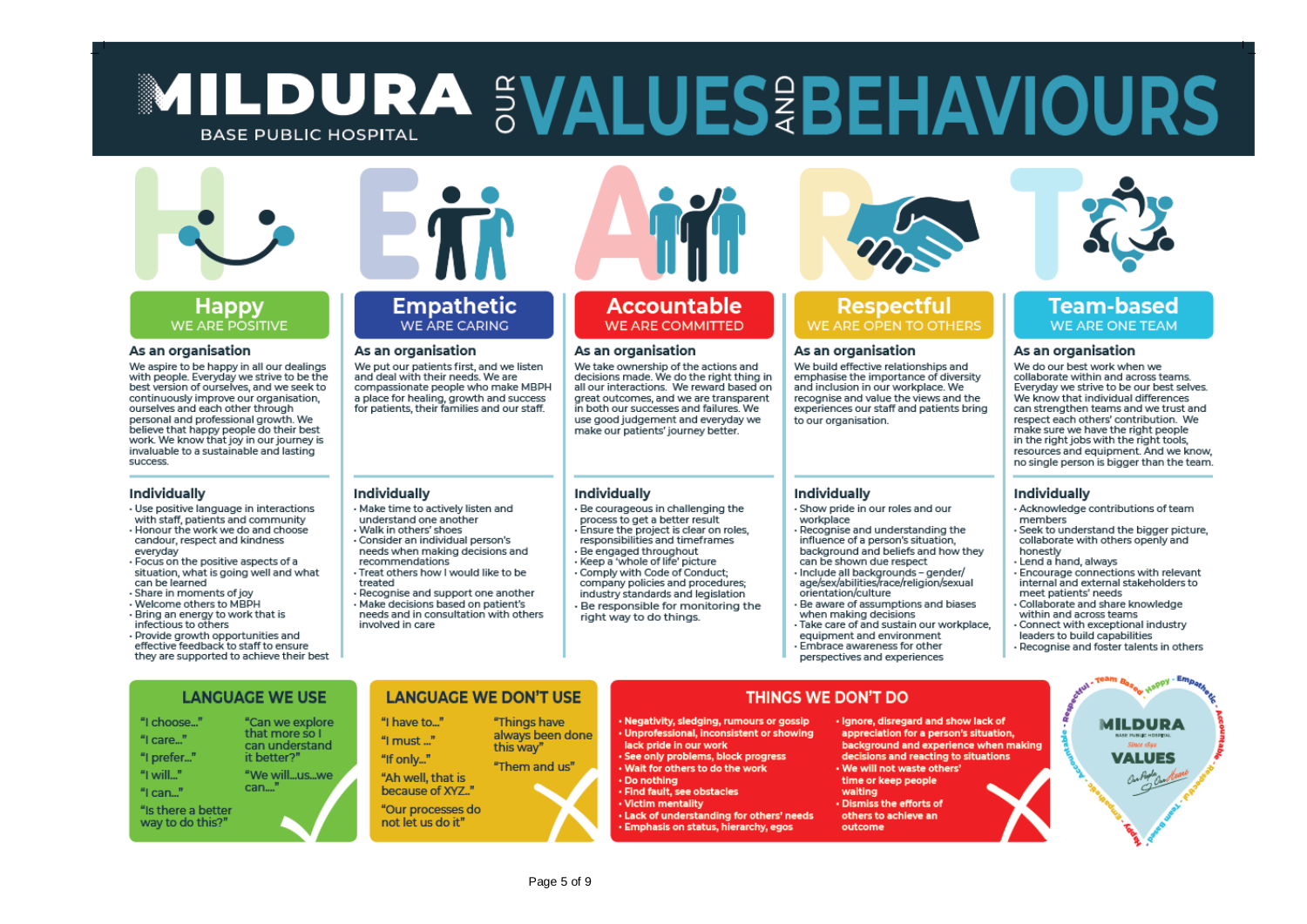# MILDURA BASE PUBLIC HOSPITAL — OUR VALUES AND BEHAVIOURS

## Happy
WE ARE POSITIVE

### As an organisation

We aspire to be happy in all our dealings with people. Everyday we strive to be the best version of ourselves, and we seek to continuously improve our organisation, ourselves and each other through personal and professional growth. We believe that happy people do their best work. We know that joy in our journey is invaluable to a sustainable and lasting success.

### Individually

- Use positive language in interactions with staff, patients and community
- Honour the work we do and choose candour, respect and kindness everyday
- Focus on the positive aspects of a situation, what is going well and what can be learned
- Share in moments of joy
- Welcome others to MBPH
- Bring an energy to work that is infectious to others
- Provide growth opportunities and effective feedback to staff to ensure they are supported to achieve their best

## Empathetic
WE ARE CARING

### As an organisation

We put our patients first, and we listen and deal with their needs. We are compassionate people who make MBPH a place for healing, growth and success for patients, their families and our staff.

### Individually

- Make time to actively listen and understand one another
- Walk in others' shoes
- Consider an individual person's needs when making decisions and recommendations
- Treat others how I would like to be treated
- Recognise and support one another
- Make decisions based on patient's needs and in consultation with others involved in care

## Accountable
WE ARE COMMITTED

### As an organisation

We take ownership of the actions and decisions made. We do the right thing in all our interactions. We reward based on great outcomes, and we are transparent in both our successes and failures. We use good judgement and everyday we make our patients' journey better.

### Individually

- Be courageous in challenging the process to get a better result
- Ensure the project is clear on roles, responsibilities and timeframes
- Be engaged throughout
- Keep a 'whole of life' picture
- Comply with Code of Conduct; company policies and procedures; industry standards and legislation
- Be responsible for monitoring the right way to do things.

## Respectful
WE ARE OPEN TO OTHERS

### As an organisation

We build effective relationships and emphasise the importance of diversity and inclusion in our workplace. We recognise and value the views and the experiences our staff and patients bring to our organisation.

### Individually

- Show pride in our roles and our workplace
- Recognise and understanding the influence of a person's situation, background and beliefs and how they can be shown due respect
- Include all backgrounds – gender/age/sex/abilities/race/religion/sexual orientation/culture
- Be aware of assumptions and biases when making decisions
- Take care of and sustain our workplace, equipment and environment
- Embrace awareness for other perspectives and experiences

## Team-based
WE ARE ONE TEAM

### As an organisation

We do our best work when we collaborate within and across teams. Everyday we strive to be our best selves. We know that individual differences can strengthen teams and we trust and respect each others' contribution. We make sure we have the right people in the right jobs with the right tools, resources and equipment. And we know, no single person is bigger than the team.

### Individually

- Acknowledge contributions of team members
- Seek to understand the bigger picture, collaborate with others openly and honestly
- Lend a hand, always
- Encourage connections with relevant internal and external stakeholders to meet patients' needs
- Collaborate and share knowledge within and across teams
- Connect with exceptional industry leaders to build capabilities
- Recognise and foster talents in others

## LANGUAGE WE USE

- "I choose..."
- "I care..."
- "I prefer..."
- "I will..."
- "I can..."
- "Is there a better way to do this?"
- "Can we explore that more so I can understand it better?"
- "We will...us...we can...."

## LANGUAGE WE DON'T USE

- "I have to..."
- "I must ..."
- "If only..."
- "Ah well, that is because of XYZ.."
- "Our processes do not let us do it"
- "Things have always been done this way"
- "Them and us"

## THINGS WE DON'T DO

- Negativity, sledging, rumours or gossip
- Unprofessional, inconsistent or showing lack pride in our work
- See only problems, block progress
- Wait for others to do the work
- Do nothing
- Find fault, see obstacles
- Victim mentality
- Lack of understanding for others' needs
- Emphasis on status, hierarchy, egos
- Ignore, disregard and show lack of appreciation for a person's situation, background and experience when making decisions and reacting to situations
- We will not waste others' time or keep people waiting
- Dismiss the efforts of others to achieve an outcome

MILDURA BASE PUBLIC HOSPITAL Since 1892 — VALUES — Our People, Our Heart

Respectful · Team Based · Happy · Empathetic · Accountable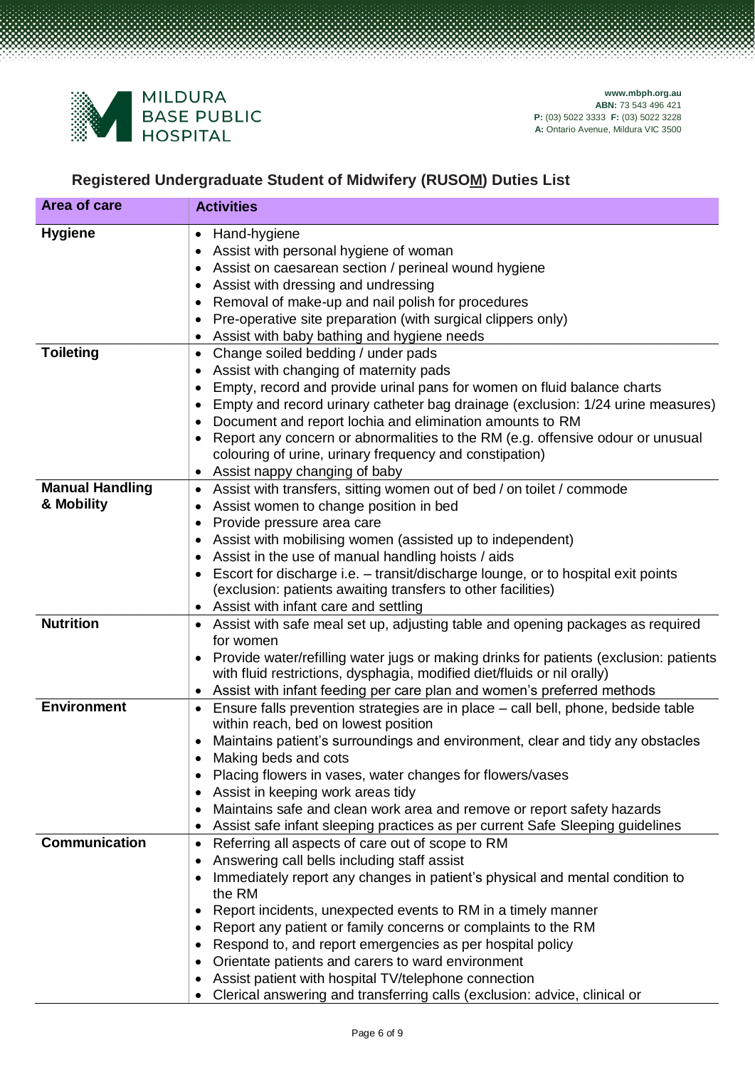## Registered Undergraduate Student of Midwifery (RUSOM) Duties List

| Area of care | Activities |
|---|---|
| **Hygiene** | • Hand-hygiene<br>• Assist with personal hygiene of woman<br>• Assist on caesarean section / perineal wound hygiene<br>• Assist with dressing and undressing<br>• Removal of make-up and nail polish for procedures<br>• Pre-operative site preparation (with surgical clippers only)<br>• Assist with baby bathing and hygiene needs |
| **Toileting** | • Change soiled bedding / under pads<br>• Assist with changing of maternity pads<br>• Empty, record and provide urinal pans for women on fluid balance charts<br>• Empty and record urinary catheter bag drainage (exclusion: 1/24 urine measures)<br>• Document and report lochia and elimination amounts to RM<br>• Report any concern or abnormalities to the RM (e.g. offensive odour or unusual colouring of urine, urinary frequency and constipation)<br>• Assist nappy changing of baby |
| **Manual Handling & Mobility** | • Assist with transfers, sitting women out of bed / on toilet / commode<br>• Assist women to change position in bed<br>• Provide pressure area care<br>• Assist with mobilising women (assisted up to independent)<br>• Assist in the use of manual handling hoists / aids<br>• Escort for discharge i.e. – transit/discharge lounge, or to hospital exit points (exclusion: patients awaiting transfers to other facilities)<br>• Assist with infant care and settling |
| **Nutrition** | • Assist with safe meal set up, adjusting table and opening packages as required for women<br>• Provide water/refilling water jugs or making drinks for patients (exclusion: patients with fluid restrictions, dysphagia, modified diet/fluids or nil orally)<br>• Assist with infant feeding per care plan and women's preferred methods |
| **Environment** | • Ensure falls prevention strategies are in place – call bell, phone, bedside table within reach, bed on lowest position<br>• Maintains patient's surroundings and environment, clear and tidy any obstacles<br>• Making beds and cots<br>• Placing flowers in vases, water changes for flowers/vases<br>• Assist in keeping work areas tidy<br>• Maintains safe and clean work area and remove or report safety hazards<br>• Assist safe infant sleeping practices as per current Safe Sleeping guidelines |
| **Communication** | • Referring all aspects of care out of scope to RM<br>• Answering call bells including staff assist<br>• Immediately report any changes in patient's physical and mental condition to the RM<br>• Report incidents, unexpected events to RM in a timely manner<br>• Report any patient or family concerns or complaints to the RM<br>• Respond to, and report emergencies as per hospital policy<br>• Orientate patients and carers to ward environment<br>• Assist patient with hospital TV/telephone connection<br>• Clerical answering and transferring calls (exclusion: advice, clinical or |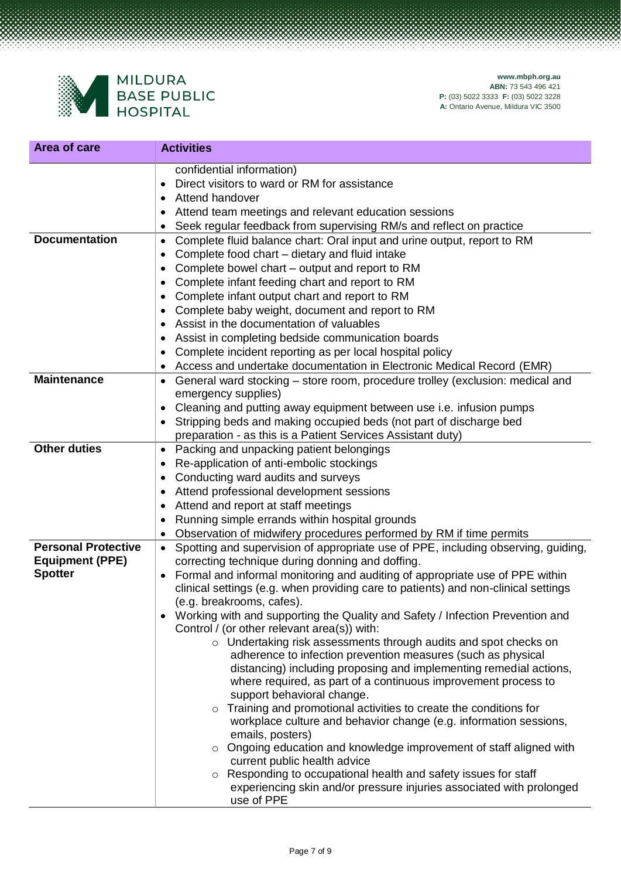| Area of care | Activities |
|---|---|
| | confidential information)<br>• Direct visitors to ward or RM for assistance<br>• Attend handover<br>• Attend team meetings and relevant education sessions<br>• Seek regular feedback from supervising RM/s and reflect on practice |
| **Documentation** | • Complete fluid balance chart: Oral input and urine output, report to RM<br>• Complete food chart – dietary and fluid intake<br>• Complete bowel chart – output and report to RM<br>• Complete infant feeding chart and report to RM<br>• Complete infant output chart and report to RM<br>• Complete baby weight, document and report to RM<br>• Assist in the documentation of valuables<br>• Assist in completing bedside communication boards<br>• Complete incident reporting as per local hospital policy<br>• Access and undertake documentation in Electronic Medical Record (EMR) |
| **Maintenance** | • General ward stocking – store room, procedure trolley (exclusion: medical and emergency supplies)<br>• Cleaning and putting away equipment between use i.e. infusion pumps<br>• Stripping beds and making occupied beds (not part of discharge bed preparation - as this is a Patient Services Assistant duty) |
| **Other duties** | • Packing and unpacking patient belongings<br>• Re-application of anti-embolic stockings<br>• Conducting ward audits and surveys<br>• Attend professional development sessions<br>• Attend and report at staff meetings<br>• Running simple errands within hospital grounds<br>• Observation of midwifery procedures performed by RM if time permits |
| **Personal Protective Equipment (PPE) Spotter** | • Spotting and supervision of appropriate use of PPE, including observing, guiding, correcting technique during donning and doffing.<br>• Formal and informal monitoring and auditing of appropriate use of PPE within clinical settings (e.g. when providing care to patients) and non-clinical settings (e.g. breakrooms, cafes).<br>• Working with and supporting the Quality and Safety / Infection Prevention and Control / (or other relevant area(s)) with:<br>&nbsp;&nbsp;&nbsp;&nbsp;○ Undertaking risk assessments through audits and spot checks on adherence to infection prevention measures (such as physical distancing) including proposing and implementing remedial actions, where required, as part of a continuous improvement process to support behavioral change.<br>&nbsp;&nbsp;&nbsp;&nbsp;○ Training and promotional activities to create the conditions for workplace culture and behavior change (e.g. information sessions, emails, posters)<br>&nbsp;&nbsp;&nbsp;&nbsp;○ Ongoing education and knowledge improvement of staff aligned with current public health advice<br>&nbsp;&nbsp;&nbsp;&nbsp;○ Responding to occupational health and safety issues for staff experiencing skin and/or pressure injuries associated with prolonged use of PPE |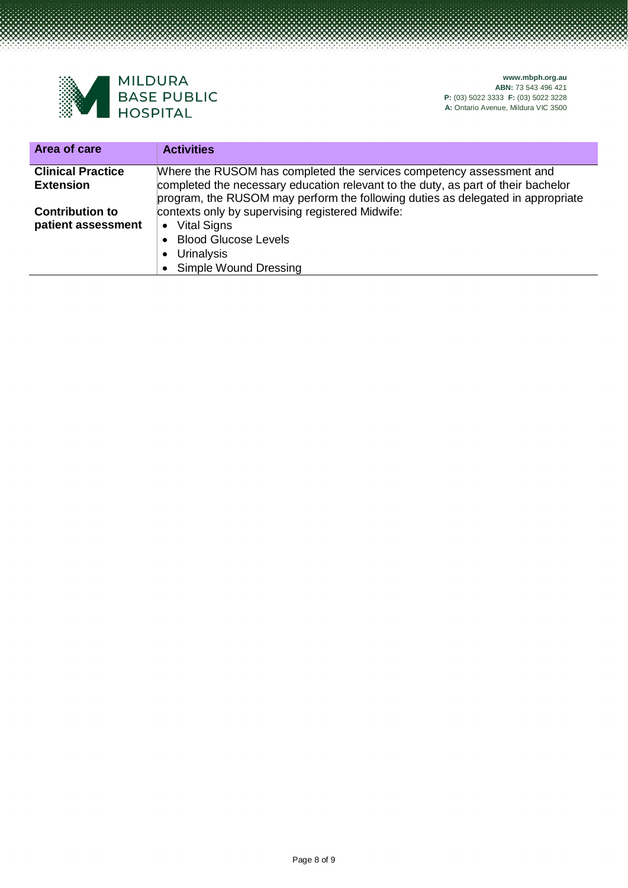| Area of care | Activities |
|---|---|
| **Clinical Practice Extension**<br><br>**Contribution to patient assessment** | Where the RUSOM has completed the services competency assessment and completed the necessary education relevant to the duty, as part of their bachelor program, the RUSOM may perform the following duties as delegated in appropriate contexts only by supervising registered Midwife:<br>• Vital Signs<br>• Blood Glucose Levels<br>• Urinalysis<br>• Simple Wound Dressing |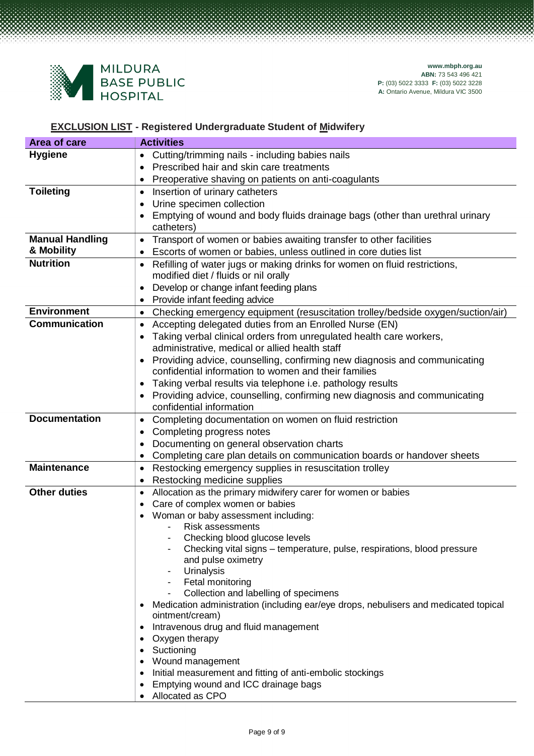## EXCLUSION LIST - Registered Undergraduate Student of Midwifery

| Area of care | Activities |
|---|---|
| **Hygiene** | • Cutting/trimming nails - including babies nails<br>• Prescribed hair and skin care treatments<br>• Preoperative shaving on patients on anti-coagulants |
| **Toileting** | • Insertion of urinary catheters<br>• Urine specimen collection<br>• Emptying of wound and body fluids drainage bags (other than urethral urinary catheters) |
| **Manual Handling & Mobility** | • Transport of women or babies awaiting transfer to other facilities<br>• Escorts of women or babies, unless outlined in core duties list |
| **Nutrition** | • Refilling of water jugs or making drinks for women on fluid restrictions, modified diet / fluids or nil orally<br>• Develop or change infant feeding plans<br>• Provide infant feeding advice |
| **Environment** | • Checking emergency equipment (resuscitation trolley/bedside oxygen/suction/air) |
| **Communication** | • Accepting delegated duties from an Enrolled Nurse (EN)<br>• Taking verbal clinical orders from unregulated health care workers, administrative, medical or allied health staff<br>• Providing advice, counselling, confirming new diagnosis and communicating confidential information to women and their families<br>• Taking verbal results via telephone i.e. pathology results<br>• Providing advice, counselling, confirming new diagnosis and communicating confidential information |
| **Documentation** | • Completing documentation on women on fluid restriction<br>• Completing progress notes<br>• Documenting on general observation charts<br>• Completing care plan details on communication boards or handover sheets |
| **Maintenance** | • Restocking emergency supplies in resuscitation trolley<br>• Restocking medicine supplies |
| **Other duties** | • Allocation as the primary midwifery carer for women or babies<br>• Care of complex women or babies<br>• Woman or baby assessment including:<br>  - Risk assessments<br>  - Checking blood glucose levels<br>  - Checking vital signs – temperature, pulse, respirations, blood pressure and pulse oximetry<br>  - Urinalysis<br>  - Fetal monitoring<br>  - Collection and labelling of specimens<br>• Medication administration (including ear/eye drops, nebulisers and medicated topical ointment/cream)<br>• Intravenous drug and fluid management<br>• Oxygen therapy<br>• Suctioning<br>• Wound management<br>• Initial measurement and fitting of anti-embolic stockings<br>• Emptying wound and ICC drainage bags<br>• Allocated as CPO |